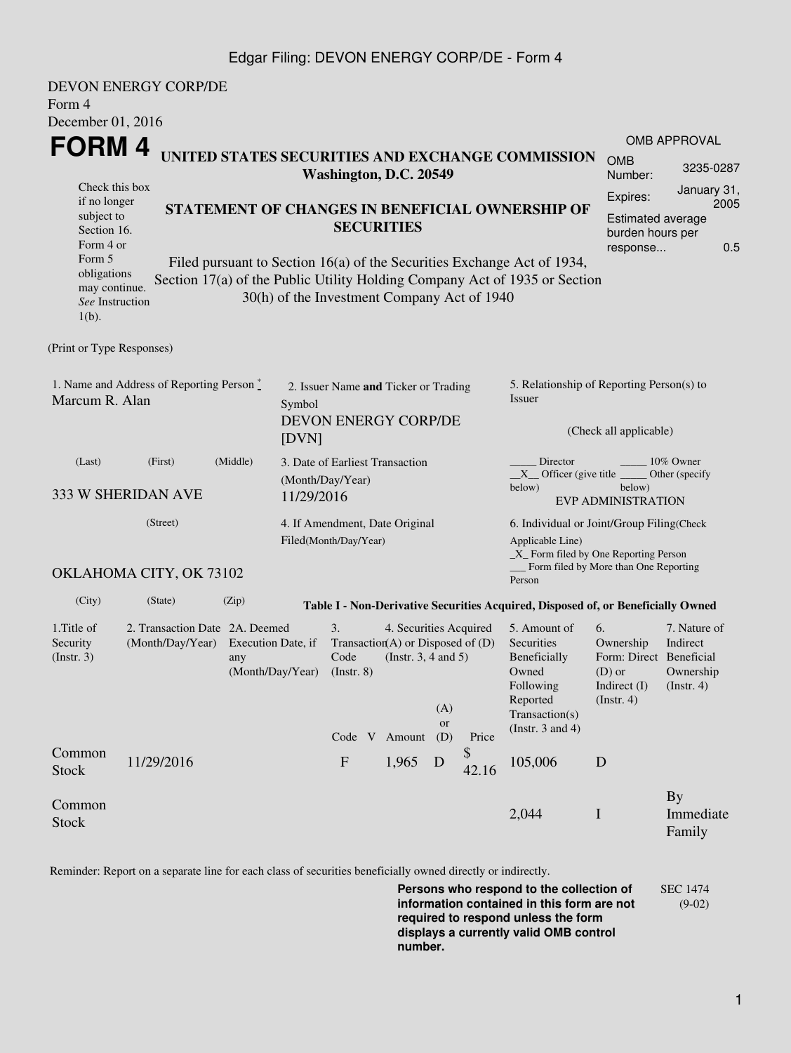DEVON ENERGY CORP/DE
Form 4
December 01, 2016

# FORM 4

**UNITED STATES SECURITIES AND EXCHANGE COMMISSION**
**Washington, D.C. 20549**

Check this box if no longer subject to Section 16. Form 4 or Form 5 obligations may continue. *See* Instruction 1(b).

**STATEMENT OF CHANGES IN BENEFICIAL OWNERSHIP OF SECURITIES**

Filed pursuant to Section 16(a) of the Securities Exchange Act of 1934, Section 17(a) of the Public Utility Holding Company Act of 1935 or Section 30(h) of the Investment Company Act of 1940

OMB APPROVAL

| | |
|---|---|
| OMB Number: | 3235-0287 |
| Expires: | January 31, 2005 |
| Estimated average burden hours per response... | 0.5 |

(Print or Type Responses)

1. Name and Address of Reporting Person *
Marcum R. Alan
(Last) (First) (Middle)
333 W SHERIDAN AVE
(Street)
OKLAHOMA CITY, OK 73102
(City) (State) (Zip)

2. Issuer Name **and** Ticker or Trading Symbol
DEVON ENERGY CORP/DE [DVN]

3. Date of Earliest Transaction (Month/Day/Year)
11/29/2016

4. If Amendment, Date Original Filed(Month/Day/Year)

5. Relationship of Reporting Person(s) to Issuer
(Check all applicable)
_____ Director _____ 10% Owner
__X__ Officer (give title below) _____ Other (specify below)
EVP ADMINISTRATION

6. Individual or Joint/Group Filing(Check Applicable Line)
_X_ Form filed by One Reporting Person
___ Form filed by More than One Reporting Person

**Table I - Non-Derivative Securities Acquired, Disposed of, or Beneficially Owned**

| 1.Title of Security (Instr. 3) | 2. Transaction Date (Month/Day/Year) | 2A. Deemed Execution Date, if any (Month/Day/Year) | 3. Transaction Code (Instr. 8) | | 4. Securities Acquired (A) or Disposed of (D) (Instr. 3, 4 and 5) | | | 5. Amount of Securities Beneficially Owned Following Reported Transaction(s) (Instr. 3 and 4) | 6. Ownership Form: Direct (D) or Indirect (I) (Instr. 4) | 7. Nature of Indirect Beneficial Ownership (Instr. 4) |
|---|---|---|---|---|---|---|---|---|---|---|
| | | | Code | V | Amount | (A) or (D) | Price | | | |
| Common Stock | 11/29/2016 | | F | | 1,965 | D | $ 42.16 | 105,006 | D | |
| Common Stock | | | | | | | | 2,044 | I | By Immediate Family |

Reminder: Report on a separate line for each class of securities beneficially owned directly or indirectly.

**Persons who respond to the collection of information contained in this form are not required to respond unless the form displays a currently valid OMB control number.**

SEC 1474 (9-02)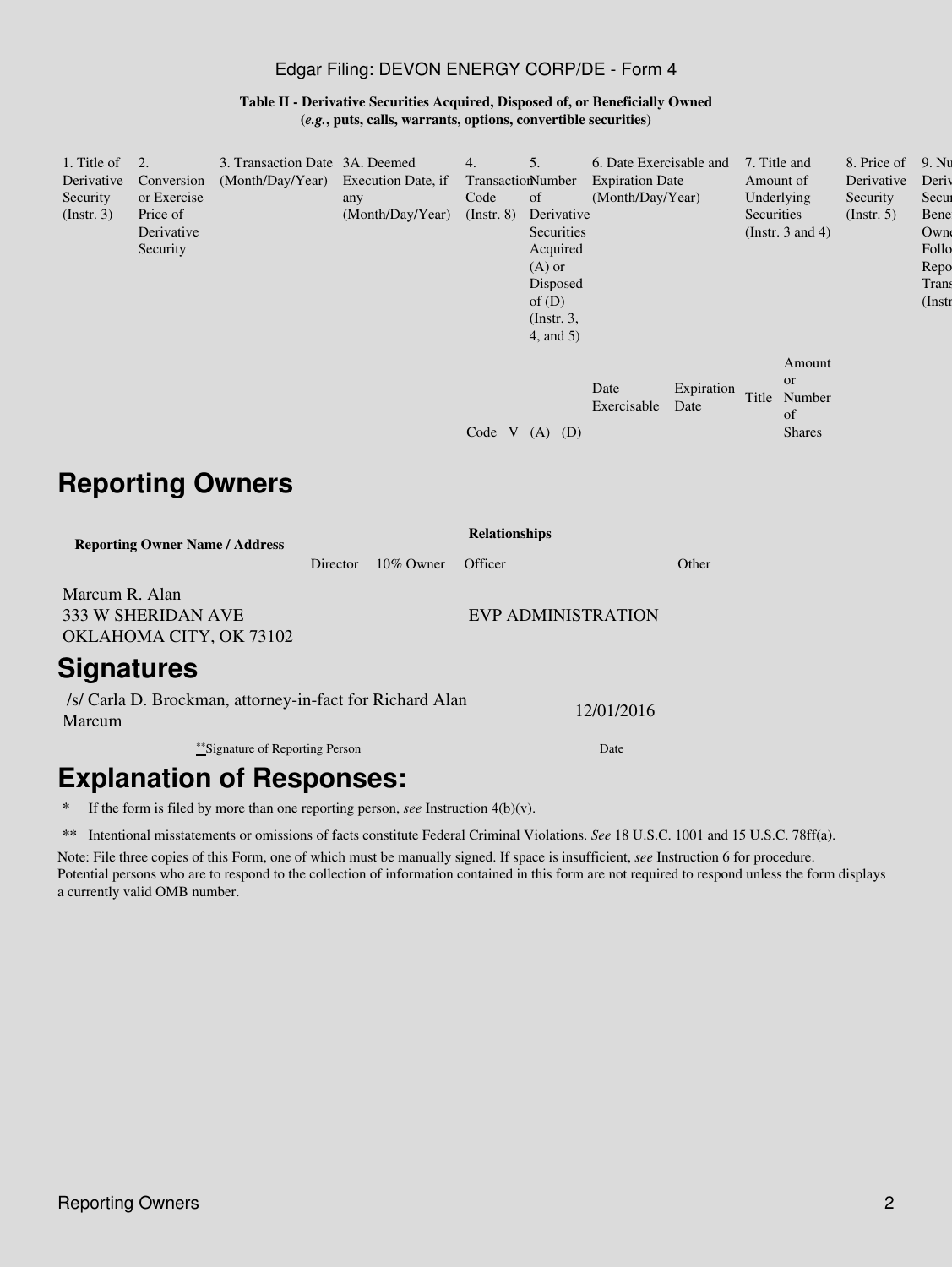Table II - Derivative Securities Acquired, Disposed of, or Beneficially Owned
(*e.g.*, puts, calls, warrants, options, convertible securities)

| 1. Title of Derivative Security (Instr. 3) | 2. Conversion or Exercise Price of Derivative Security | 3. Transaction Date (Month/Day/Year) | 3A. Deemed Execution Date, if any (Month/Day/Year) | 4. Transaction Code (Instr. 8) | | 5. Number of Derivative Securities Acquired (A) or Disposed of (D) (Instr. 3, 4, and 5) | | 6. Date Exercisable and Expiration Date (Month/Day/Year) | | 7. Title and Amount of Underlying Securities (Instr. 3 and 4) | | 8. Price of Derivative Security (Instr. 5) | 9. Nu Deriv Secur Bene Owne Follo Repo Trans (Instr |
|---|---|---|---|---|---|---|---|---|---|---|---|---|---|
| | | | | Code | V | (A) | (D) | Date Exercisable | Expiration Date | Title | Amount or Number of Shares | | |

## Reporting Owners

| Reporting Owner Name / Address | Relationships | | | |
|---|---|---|---|---|
| | Director | 10% Owner | Officer | Other |
| Marcum R. Alan<br>333 W SHERIDAN AVE<br>OKLAHOMA CITY, OK 73102 | | | EVP ADMINISTRATION | |

## Signatures

| | |
|---|---|
| /s/ Carla D. Brockman, attorney-in-fact for Richard Alan Marcum | 12/01/2016 |
| **Signature of Reporting Person | Date |

## Explanation of Responses:

\* If the form is filed by more than one reporting person, *see* Instruction 4(b)(v).

** Intentional misstatements or omissions of facts constitute Federal Criminal Violations. *See* 18 U.S.C. 1001 and 15 U.S.C. 78ff(a).

Note: File three copies of this Form, one of which must be manually signed. If space is insufficient, *see* Instruction 6 for procedure.
Potential persons who are to respond to the collection of information contained in this form are not required to respond unless the form displays a currently valid OMB number.